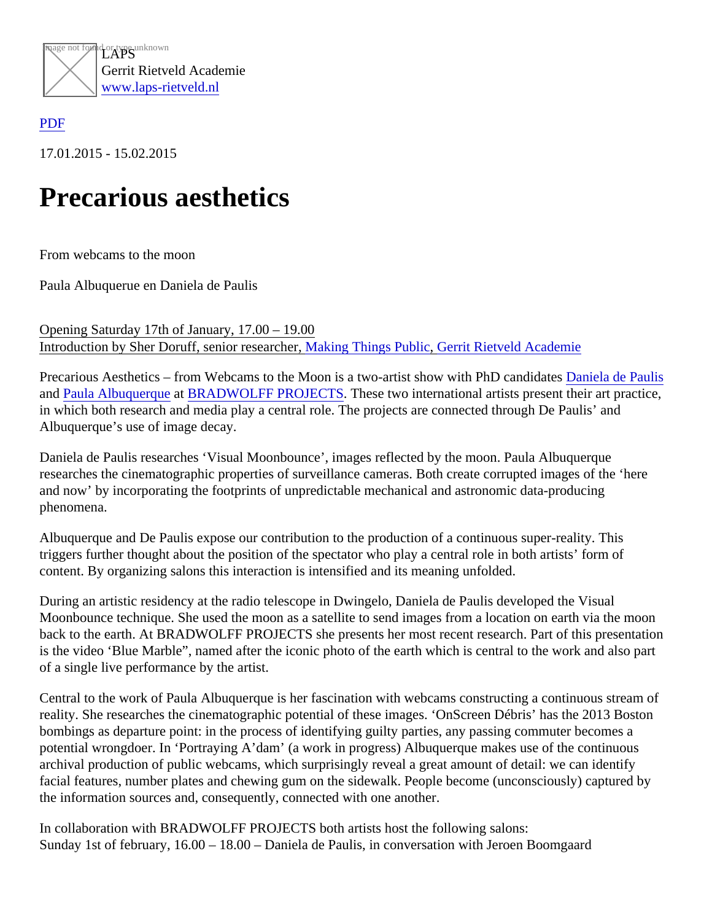LAPS
Gerrit Rietveld Academie
www.laps-rietveld.nl

PDF

17.01.2015 - 15.02.2015

# Precarious aesthetics

From webcams to the moon

Paula Albuquerue en Daniela de Paulis

Opening Saturday 17th of January, 17.00 – 19.00
Introduction by Sher Doruff, senior researcher, Making Things Public, Gerrit Rietveld Academie

Precarious Aesthetics – from Webcams to the Moon is a two-artist show with PhD candidates Daniela de Paulis and Paula Albuquerque at BRADWOLFF PROJECTS. These two international artists present their art practice, in which both research and media play a central role. The projects are connected through De Paulis' and Albuquerque's use of image decay.

Daniela de Paulis researches 'Visual Moonbounce', images reflected by the moon. Paula Albuquerque researches the cinematographic properties of surveillance cameras. Both create corrupted images of the 'here and now' by incorporating the footprints of unpredictable mechanical and astronomic data-producing phenomena.

Albuquerque and De Paulis expose our contribution to the production of a continuous super-reality. This triggers further thought about the position of the spectator who play a central role in both artists' form of content. By organizing salons this interaction is intensified and its meaning unfolded.

During an artistic residency at the radio telescope in Dwingelo, Daniela de Paulis developed the Visual Moonbounce technique. She used the moon as a satellite to send images from a location on earth via the moon back to the earth. At BRADWOLFF PROJECTS she presents her most recent research. Part of this presentation is the video 'Blue Marble", named after the iconic photo of the earth which is central to the work and also part of a single live performance by the artist.

Central to the work of Paula Albuquerque is her fascination with webcams constructing a continuous stream of reality. She researches the cinematographic potential of these images. 'OnScreen Débris' has the 2013 Boston bombings as departure point: in the process of identifying guilty parties, any passing commuter becomes a potential wrongdoer. In 'Portraying A'dam' (a work in progress) Albuquerque makes use of the continuous archival production of public webcams, which surprisingly reveal a great amount of detail: we can identify facial features, number plates and chewing gum on the sidewalk. People become (unconsciously) captured by the information sources and, consequently, connected with one another.

In collaboration with BRADWOLFF PROJECTS both artists host the following salons:
Sunday 1st of february, 16.00 – 18.00 – Daniela de Paulis, in conversation with Jeroen Boomgaard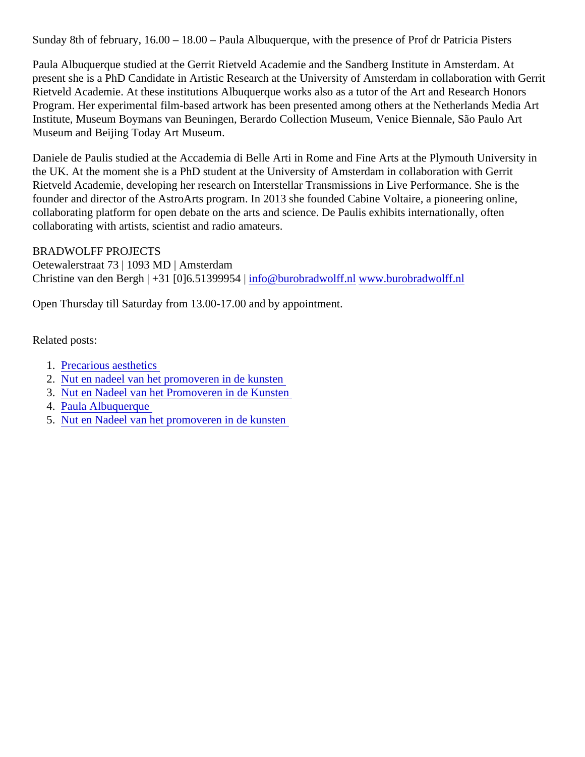Sunday 8th of february, 16.00 – 18.00 – Paula Albuquerque, with the presence of Prof dr Patricia Pisters

Paula Albuquerque studied at the Gerrit Rietveld Academie and the Sandberg Institute in Amsterdam. At present she is a PhD Candidate in Artistic Research at the University of Amsterdam in collaboration with Gerrit Rietveld Academie. At these institutions Albuquerque works also as a tutor of the Art and Research Honors Program. Her experimental film-based artwork has been presented among others at the Netherlands Media Art Institute, Museum Boymans van Beuningen, Berardo Collection Museum, Venice Biennale, São Paulo Art Museum and Beijing Today Art Museum.

Daniele de Paulis studied at the Accademia di Belle Arti in Rome and Fine Arts at the Plymouth University in the UK. At the moment she is a PhD student at the University of Amsterdam in collaboration with Gerrit Rietveld Academie, developing her research on Interstellar Transmissions in Live Performance. She is the founder and director of the AstroArts program. In 2013 she founded Cabine Voltaire, a pioneering online, collaborating platform for open debate on the arts and science. De Paulis exhibits internationally, often collaborating with artists, scientist and radio amateurs.

BRADWOLFF PROJECTS
Oetewalerstraat 73 | 1093 MD | Amsterdam
Christine van den Bergh | +31 [0]6.51399954 | info@burobradwolff.nl www.burobradwolff.nl

Open Thursday till Saturday from 13.00-17.00 and by appointment.

Related posts:

1. Precarious aesthetics
2. Nut en nadeel van het promoveren in de kunsten
3. Nut en Nadeel van het Promoveren in de Kunsten
4. Paula Albuquerque
5. Nut en Nadeel van het promoveren in de kunsten